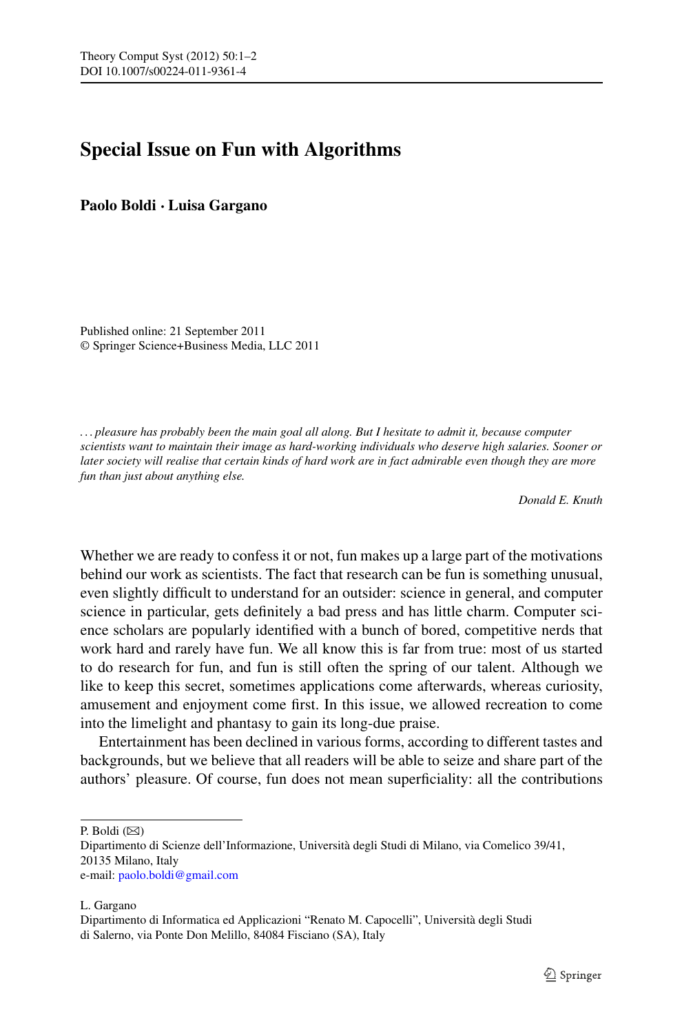# Special Issue on Fun with Algorithms

**Paolo Boldi · Luisa Gargano**

Published online: 21 September 2011
© Springer Science+Business Media, LLC 2011

> *...pleasure has probably been the main goal all along. But I hesitate to admit it, because computer scientists want to maintain their image as hard-working individuals who deserve high salaries. Sooner or later society will realise that certain kinds of hard work are in fact admirable even though they are more fun than just about anything else.*
>
> *Donald E. Knuth*

Whether we are ready to confess it or not, fun makes up a large part of the motivations behind our work as scientists. The fact that research can be fun is something unusual, even slightly difficult to understand for an outsider: science in general, and computer science in particular, gets definitely a bad press and has little charm. Computer science scholars are popularly identified with a bunch of bored, competitive nerds that work hard and rarely have fun. We all know this is far from true: most of us started to do research for fun, and fun is still often the spring of our talent. Although we like to keep this secret, sometimes applications come afterwards, whereas curiosity, amusement and enjoyment come first. In this issue, we allowed recreation to come into the limelight and phantasy to gain its long-due praise.

Entertainment has been declined in various forms, according to different tastes and backgrounds, but we believe that all readers will be able to seize and share part of the authors' pleasure. Of course, fun does not mean superficiality: all the contributions

---

P. Boldi (✉)
Dipartimento di Scienze dell'Informazione, Università degli Studi di Milano, via Comelico 39/41, 20135 Milano, Italy
e-mail: paolo.boldi@gmail.com

L. Gargano
Dipartimento di Informatica ed Applicazioni "Renato M. Capocelli", Università degli Studi di Salerno, via Ponte Don Melillo, 84084 Fisciano (SA), Italy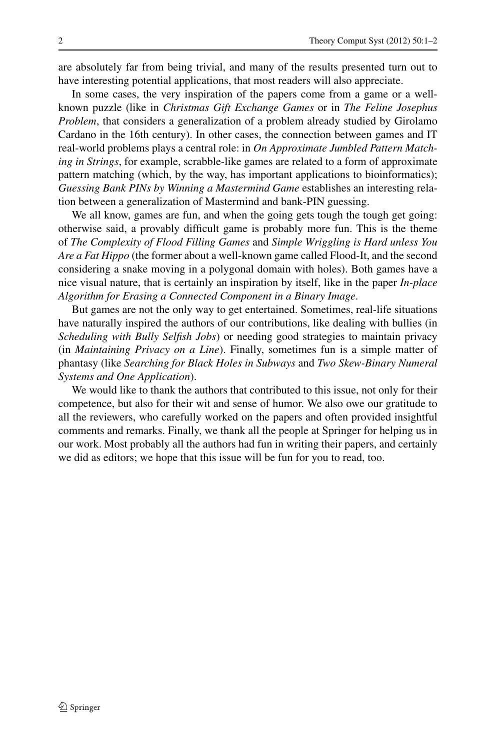are absolutely far from being trivial, and many of the results presented turn out to have interesting potential applications, that most readers will also appreciate.

In some cases, the very inspiration of the papers come from a game or a well-known puzzle (like in *Christmas Gift Exchange Games* or in *The Feline Josephus Problem*, that considers a generalization of a problem already studied by Girolamo Cardano in the 16th century). In other cases, the connection between games and IT real-world problems plays a central role: in *On Approximate Jumbled Pattern Matching in Strings*, for example, scrabble-like games are related to a form of approximate pattern matching (which, by the way, has important applications to bioinformatics); *Guessing Bank PINs by Winning a Mastermind Game* establishes an interesting relation between a generalization of Mastermind and bank-PIN guessing.

We all know, games are fun, and when the going gets tough the tough get going: otherwise said, a provably difficult game is probably more fun. This is the theme of *The Complexity of Flood Filling Games* and *Simple Wriggling is Hard unless You Are a Fat Hippo* (the former about a well-known game called Flood-It, and the second considering a snake moving in a polygonal domain with holes). Both games have a nice visual nature, that is certainly an inspiration by itself, like in the paper *In-place Algorithm for Erasing a Connected Component in a Binary Image*.

But games are not the only way to get entertained. Sometimes, real-life situations have naturally inspired the authors of our contributions, like dealing with bullies (in *Scheduling with Bully Selfish Jobs*) or needing good strategies to maintain privacy (in *Maintaining Privacy on a Line*). Finally, sometimes fun is a simple matter of phantasy (like *Searching for Black Holes in Subways* and *Two Skew-Binary Numeral Systems and One Application*).

We would like to thank the authors that contributed to this issue, not only for their competence, but also for their wit and sense of humor. We also owe our gratitude to all the reviewers, who carefully worked on the papers and often provided insightful comments and remarks. Finally, we thank all the people at Springer for helping us in our work. Most probably all the authors had fun in writing their papers, and certainly we did as editors; we hope that this issue will be fun for you to read, too.